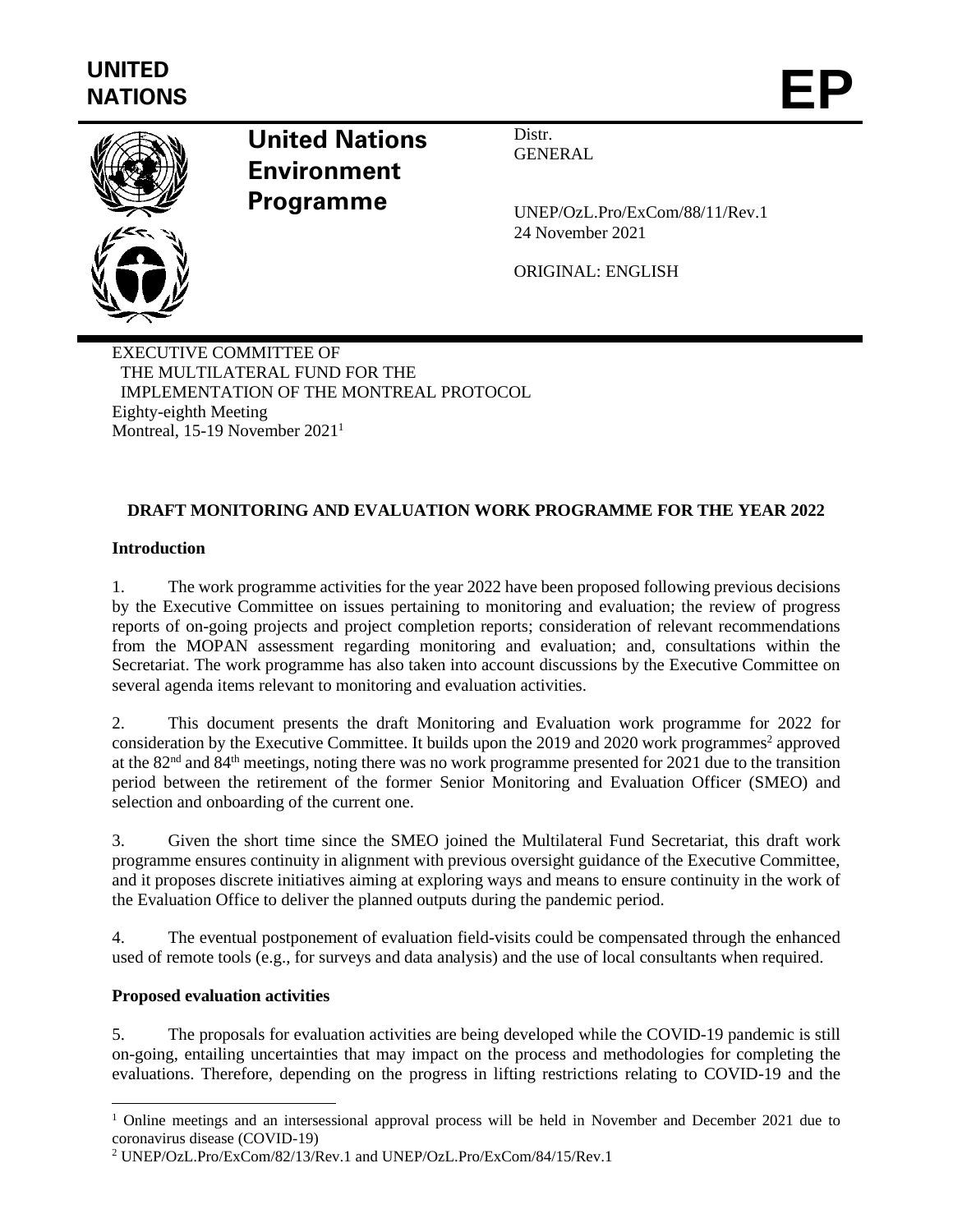UNITED NATIONS

# EP

**United Nations Environment Programme**

Distr.
GENERAL

UNEP/OzL.Pro/ExCom/88/11/Rev.1
24 November 2021

ORIGINAL: ENGLISH

EXECUTIVE COMMITTEE OF
THE MULTILATERAL FUND FOR THE
IMPLEMENTATION OF THE MONTREAL PROTOCOL
Eighty-eighth Meeting
Montreal, 15-19 November 2021[1]

## DRAFT MONITORING AND EVALUATION WORK PROGRAMME FOR THE YEAR 2022

### Introduction

1. The work programme activities for the year 2022 have been proposed following previous decisions by the Executive Committee on issues pertaining to monitoring and evaluation; the review of progress reports of on-going projects and project completion reports; consideration of relevant recommendations from the MOPAN assessment regarding monitoring and evaluation; and, consultations within the Secretariat. The work programme has also taken into account discussions by the Executive Committee on several agenda items relevant to monitoring and evaluation activities.

2. This document presents the draft Monitoring and Evaluation work programme for 2022 for consideration by the Executive Committee. It builds upon the 2019 and 2020 work programmes[2] approved at the 82nd and 84th meetings, noting there was no work programme presented for 2021 due to the transition period between the retirement of the former Senior Monitoring and Evaluation Officer (SMEO) and selection and onboarding of the current one.

3. Given the short time since the SMEO joined the Multilateral Fund Secretariat, this draft work programme ensures continuity in alignment with previous oversight guidance of the Executive Committee, and it proposes discrete initiatives aiming at exploring ways and means to ensure continuity in the work of the Evaluation Office to deliver the planned outputs during the pandemic period.

4. The eventual postponement of evaluation field-visits could be compensated through the enhanced used of remote tools (e.g., for surveys and data analysis) and the use of local consultants when required.

### Proposed evaluation activities

5. The proposals for evaluation activities are being developed while the COVID-19 pandemic is still on-going, entailing uncertainties that may impact on the process and methodologies for completing the evaluations. Therefore, depending on the progress in lifting restrictions relating to COVID-19 and the

---

[1] Online meetings and an intersessional approval process will be held in November and December 2021 due to coronavirus disease (COVID-19)

[2] UNEP/OzL.Pro/ExCom/82/13/Rev.1 and UNEP/OzL.Pro/ExCom/84/15/Rev.1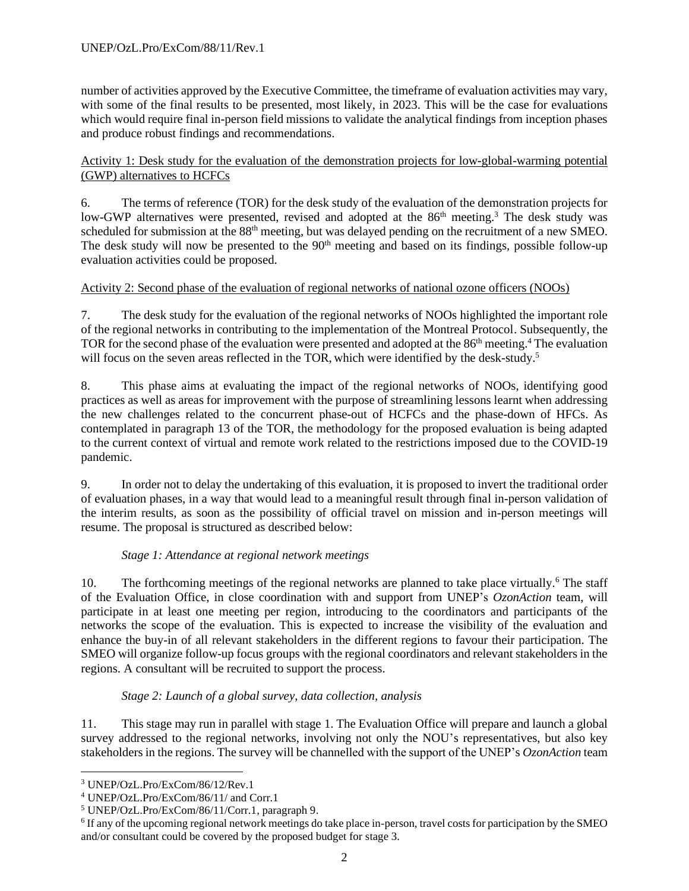number of activities approved by the Executive Committee, the timeframe of evaluation activities may vary, with some of the final results to be presented, most likely, in 2023. This will be the case for evaluations which would require final in-person field missions to validate the analytical findings from inception phases and produce robust findings and recommendations.

<u>Activity 1: Desk study for the evaluation of the demonstration projects for low-global-warming potential (GWP) alternatives to HCFCs</u>

6. The terms of reference (TOR) for the desk study of the evaluation of the demonstration projects for low-GWP alternatives were presented, revised and adopted at the 86th meeting.[3] The desk study was scheduled for submission at the 88th meeting, but was delayed pending on the recruitment of a new SMEO. The desk study will now be presented to the 90th meeting and based on its findings, possible follow-up evaluation activities could be proposed.

<u>Activity 2: Second phase of the evaluation of regional networks of national ozone officers (NOOs)</u>

7. The desk study for the evaluation of the regional networks of NOOs highlighted the important role of the regional networks in contributing to the implementation of the Montreal Protocol. Subsequently, the TOR for the second phase of the evaluation were presented and adopted at the 86th meeting.[4] The evaluation will focus on the seven areas reflected in the TOR, which were identified by the desk-study.[5]

8. This phase aims at evaluating the impact of the regional networks of NOOs, identifying good practices as well as areas for improvement with the purpose of streamlining lessons learnt when addressing the new challenges related to the concurrent phase-out of HCFCs and the phase-down of HFCs. As contemplated in paragraph 13 of the TOR, the methodology for the proposed evaluation is being adapted to the current context of virtual and remote work related to the restrictions imposed due to the COVID-19 pandemic.

9. In order not to delay the undertaking of this evaluation, it is proposed to invert the traditional order of evaluation phases, in a way that would lead to a meaningful result through final in-person validation of the interim results, as soon as the possibility of official travel on mission and in-person meetings will resume. The proposal is structured as described below:

*Stage 1: Attendance at regional network meetings*

10. The forthcoming meetings of the regional networks are planned to take place virtually.[6] The staff of the Evaluation Office, in close coordination with and support from UNEP's *OzonAction* team, will participate in at least one meeting per region, introducing to the coordinators and participants of the networks the scope of the evaluation. This is expected to increase the visibility of the evaluation and enhance the buy-in of all relevant stakeholders in the different regions to favour their participation. The SMEO will organize follow-up focus groups with the regional coordinators and relevant stakeholders in the regions. A consultant will be recruited to support the process.

*Stage 2: Launch of a global survey, data collection, analysis*

11. This stage may run in parallel with stage 1. The Evaluation Office will prepare and launch a global survey addressed to the regional networks, involving not only the NOU's representatives, but also key stakeholders in the regions. The survey will be channelled with the support of the UNEP's *OzonAction* team

---

[3] UNEP/OzL.Pro/ExCom/86/12/Rev.1

[4] UNEP/OzL.Pro/ExCom/86/11/ and Corr.1

[5] UNEP/OzL.Pro/ExCom/86/11/Corr.1, paragraph 9.

[6] If any of the upcoming regional network meetings do take place in-person, travel costs for participation by the SMEO and/or consultant could be covered by the proposed budget for stage 3.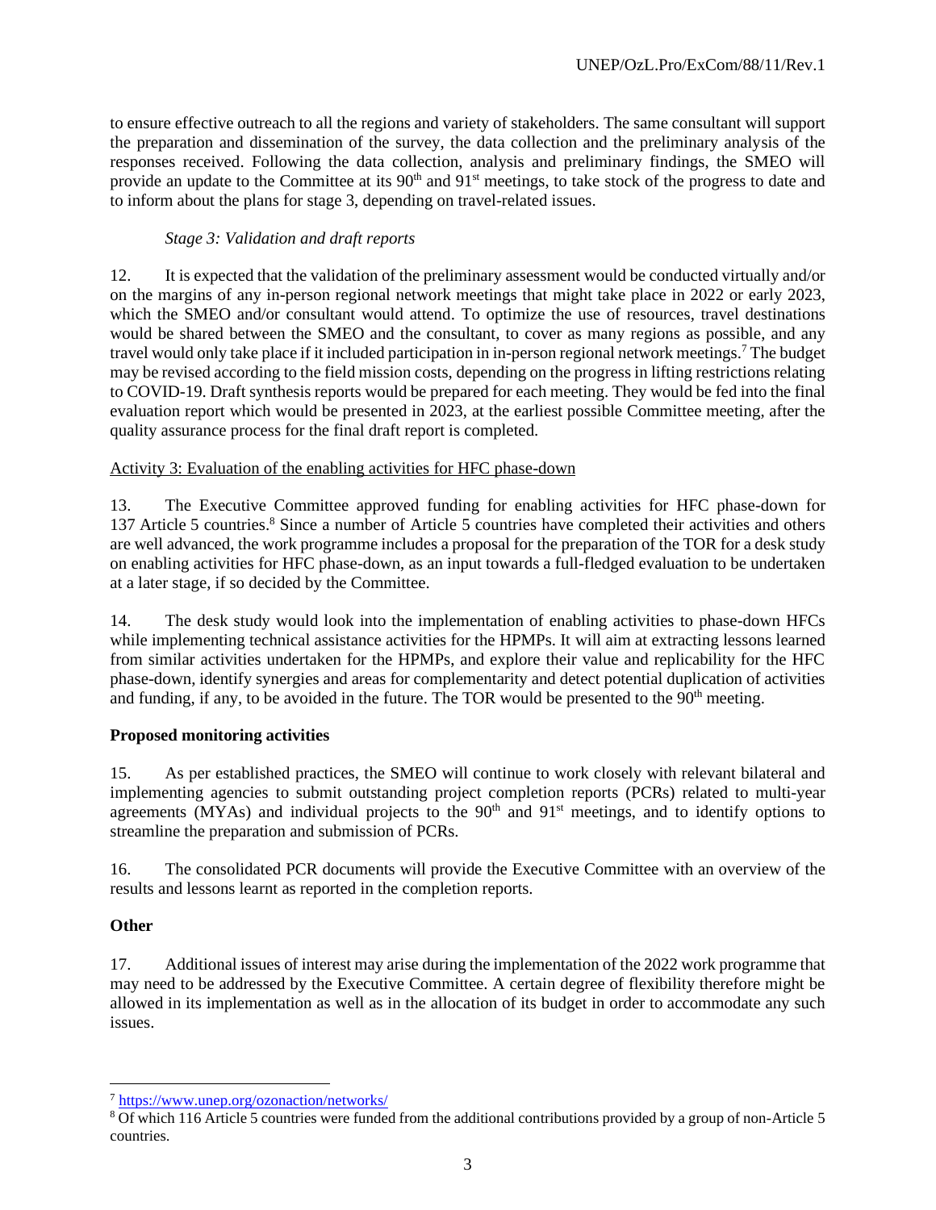to ensure effective outreach to all the regions and variety of stakeholders. The same consultant will support the preparation and dissemination of the survey, the data collection and the preliminary analysis of the responses received. Following the data collection, analysis and preliminary findings, the SMEO will provide an update to the Committee at its 90th and 91st meetings, to take stock of the progress to date and to inform about the plans for stage 3, depending on travel-related issues.

*Stage 3: Validation and draft reports*

12. It is expected that the validation of the preliminary assessment would be conducted virtually and/or on the margins of any in-person regional network meetings that might take place in 2022 or early 2023, which the SMEO and/or consultant would attend. To optimize the use of resources, travel destinations would be shared between the SMEO and the consultant, to cover as many regions as possible, and any travel would only take place if it included participation in in-person regional network meetings.[7] The budget may be revised according to the field mission costs, depending on the progress in lifting restrictions relating to COVID-19. Draft synthesis reports would be prepared for each meeting. They would be fed into the final evaluation report which would be presented in 2023, at the earliest possible Committee meeting, after the quality assurance process for the final draft report is completed.

Activity 3: Evaluation of the enabling activities for HFC phase-down

13. The Executive Committee approved funding for enabling activities for HFC phase-down for 137 Article 5 countries.[8] Since a number of Article 5 countries have completed their activities and others are well advanced, the work programme includes a proposal for the preparation of the TOR for a desk study on enabling activities for HFC phase-down, as an input towards a full-fledged evaluation to be undertaken at a later stage, if so decided by the Committee.

14. The desk study would look into the implementation of enabling activities to phase-down HFCs while implementing technical assistance activities for the HPMPs. It will aim at extracting lessons learned from similar activities undertaken for the HPMPs, and explore their value and replicability for the HFC phase-down, identify synergies and areas for complementarity and detect potential duplication of activities and funding, if any, to be avoided in the future. The TOR would be presented to the 90th meeting.

**Proposed monitoring activities**

15. As per established practices, the SMEO will continue to work closely with relevant bilateral and implementing agencies to submit outstanding project completion reports (PCRs) related to multi-year agreements (MYAs) and individual projects to the 90th and 91st meetings, and to identify options to streamline the preparation and submission of PCRs.

16. The consolidated PCR documents will provide the Executive Committee with an overview of the results and lessons learnt as reported in the completion reports.

**Other**

17. Additional issues of interest may arise during the implementation of the 2022 work programme that may need to be addressed by the Executive Committee. A certain degree of flexibility therefore might be allowed in its implementation as well as in the allocation of its budget in order to accommodate any such issues.

---

[7] https://www.unep.org/ozonaction/networks/

[8] Of which 116 Article 5 countries were funded from the additional contributions provided by a group of non-Article 5 countries.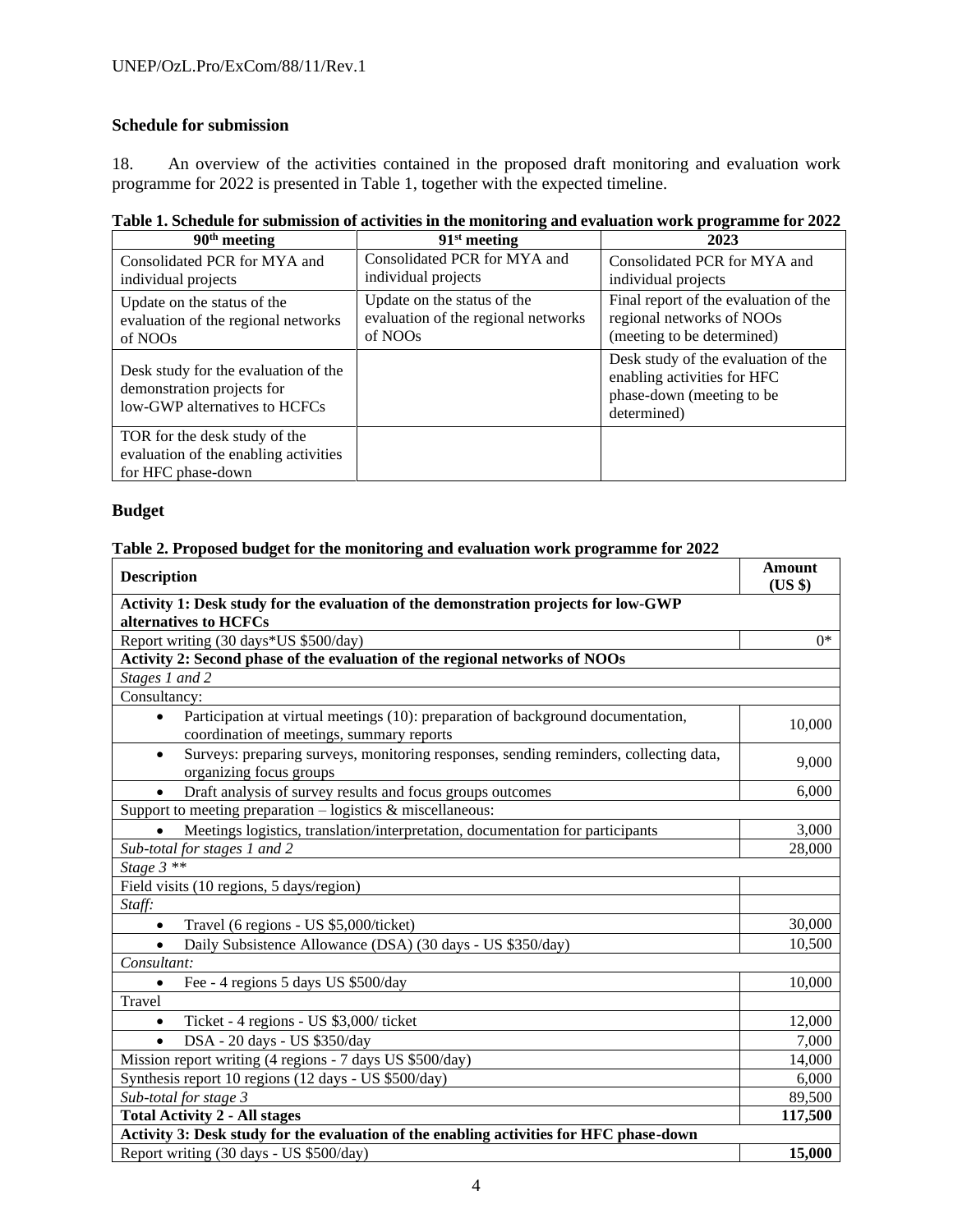**Schedule for submission**

18. An overview of the activities contained in the proposed draft monitoring and evaluation work programme for 2022 is presented in Table 1, together with the expected timeline.

**Table 1. Schedule for submission of activities in the monitoring and evaluation work programme for 2022**

| 90th meeting | 91st meeting | 2023 |
|---|---|---|
| Consolidated PCR for MYA and individual projects | Consolidated PCR for MYA and individual projects | Consolidated PCR for MYA and individual projects |
| Update on the status of the evaluation of the regional networks of NOOs | Update on the status of the evaluation of the regional networks of NOOs | Final report of the evaluation of the regional networks of NOOs (meeting to be determined) |
| Desk study for the evaluation of the demonstration projects for low-GWP alternatives to HCFCs | | Desk study of the evaluation of the enabling activities for HFC phase-down (meeting to be determined) |
| TOR for the desk study of the evaluation of the enabling activities for HFC phase-down | | |

**Budget**

**Table 2. Proposed budget for the monitoring and evaluation work programme for 2022**

| Description | Amount (US $) |
|---|---|
| **Activity 1: Desk study for the evaluation of the demonstration projects for low-GWP alternatives to HCFCs** | |
| Report writing (30 days*US $500/day) | 0* |
| **Activity 2: Second phase of the evaluation of the regional networks of NOOs** | |
| *Stages 1 and 2* | |
| Consultancy: | |
| • Participation at virtual meetings (10): preparation of background documentation, coordination of meetings, summary reports | 10,000 |
| • Surveys: preparing surveys, monitoring responses, sending reminders, collecting data, organizing focus groups | 9,000 |
| • Draft analysis of survey results and focus groups outcomes | 6,000 |
| Support to meeting preparation – logistics & miscellaneous: | |
| • Meetings logistics, translation/interpretation, documentation for participants | 3,000 |
| *Sub-total for stages 1 and 2* | 28,000 |
| *Stage 3 ** | |
| Field visits (10 regions, 5 days/region) | |
| *Staff:* | |
| • Travel (6 regions - US $5,000/ticket) | 30,000 |
| • Daily Subsistence Allowance (DSA) (30 days - US $350/day) | 10,500 |
| *Consultant:* | |
| • Fee - 4 regions 5 days US $500/day | 10,000 |
| Travel | |
| • Ticket - 4 regions - US $3,000/ ticket | 12,000 |
| • DSA - 20 days - US $350/day | 7,000 |
| Mission report writing (4 regions - 7 days US $500/day) | 14,000 |
| Synthesis report 10 regions (12 days - US $500/day) | 6,000 |
| *Sub-total for stage 3* | 89,500 |
| **Total Activity 2 - All stages** | **117,500** |
| **Activity 3: Desk study for the evaluation of the enabling activities for HFC phase-down** | |
| Report writing (30 days - US $500/day) | **15,000** |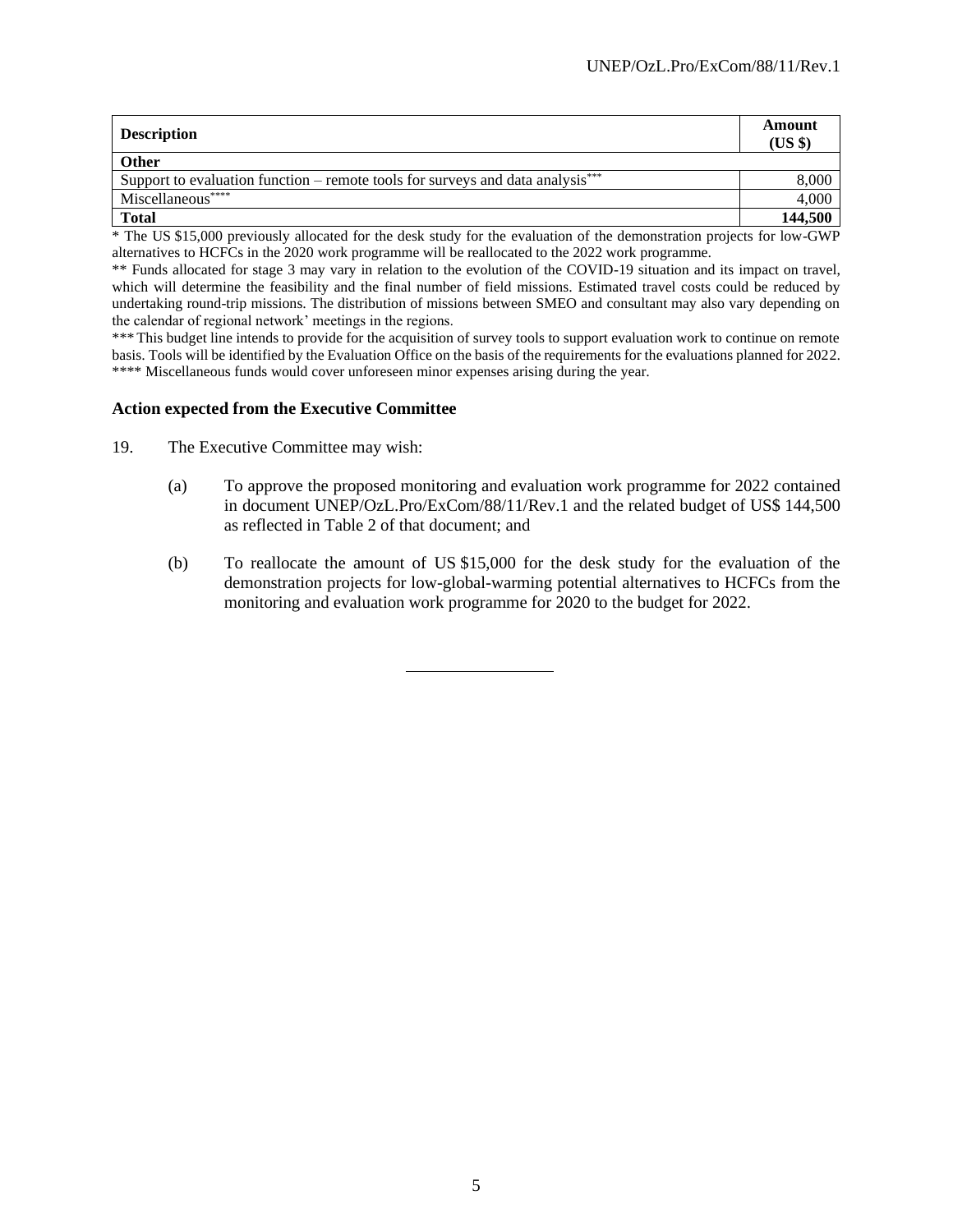| Description | Amount (US $) |
| --- | --- |
| **Other** | |
| Support to evaluation function – remote tools for surveys and data analysis*** | 8,000 |
| Miscellaneous**** | 4,000 |
| **Total** | **144,500** |

* The US $15,000 previously allocated for the desk study for the evaluation of the demonstration projects for low-GWP alternatives to HCFCs in the 2020 work programme will be reallocated to the 2022 work programme.

** Funds allocated for stage 3 may vary in relation to the evolution of the COVID-19 situation and its impact on travel, which will determine the feasibility and the final number of field missions. Estimated travel costs could be reduced by undertaking round-trip missions. The distribution of missions between SMEO and consultant may also vary depending on the calendar of regional network' meetings in the regions.

*** This budget line intends to provide for the acquisition of survey tools to support evaluation work to continue on remote basis. Tools will be identified by the Evaluation Office on the basis of the requirements for the evaluations planned for 2022.

**** Miscellaneous funds would cover unforeseen minor expenses arising during the year.

### Action expected from the Executive Committee

19. The Executive Committee may wish:

   (a) To approve the proposed monitoring and evaluation work programme for 2022 contained in document UNEP/OzL.Pro/ExCom/88/11/Rev.1 and the related budget of US$ 144,500 as reflected in Table 2 of that document; and

   (b) To reallocate the amount of US $15,000 for the desk study for the evaluation of the demonstration projects for low-global-warming potential alternatives to HCFCs from the monitoring and evaluation work programme for 2020 to the budget for 2022.